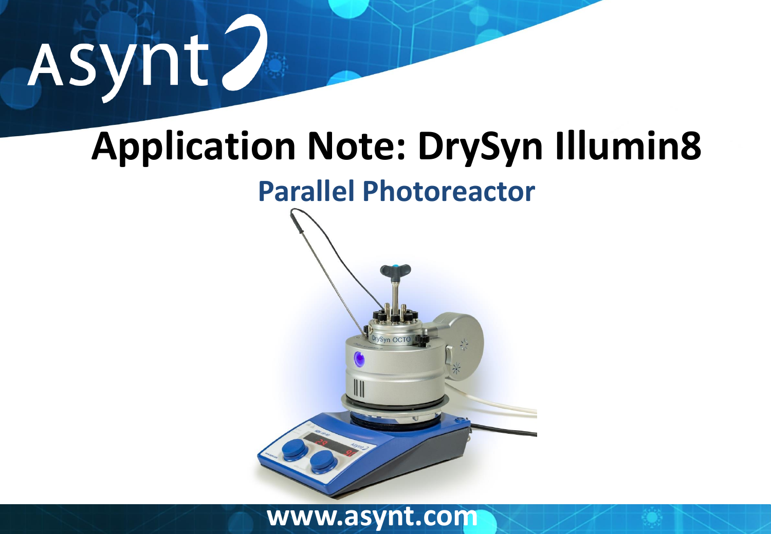# Application Note: DrySyn Illumin8

## Parallel Photoreactor

www.asynt.com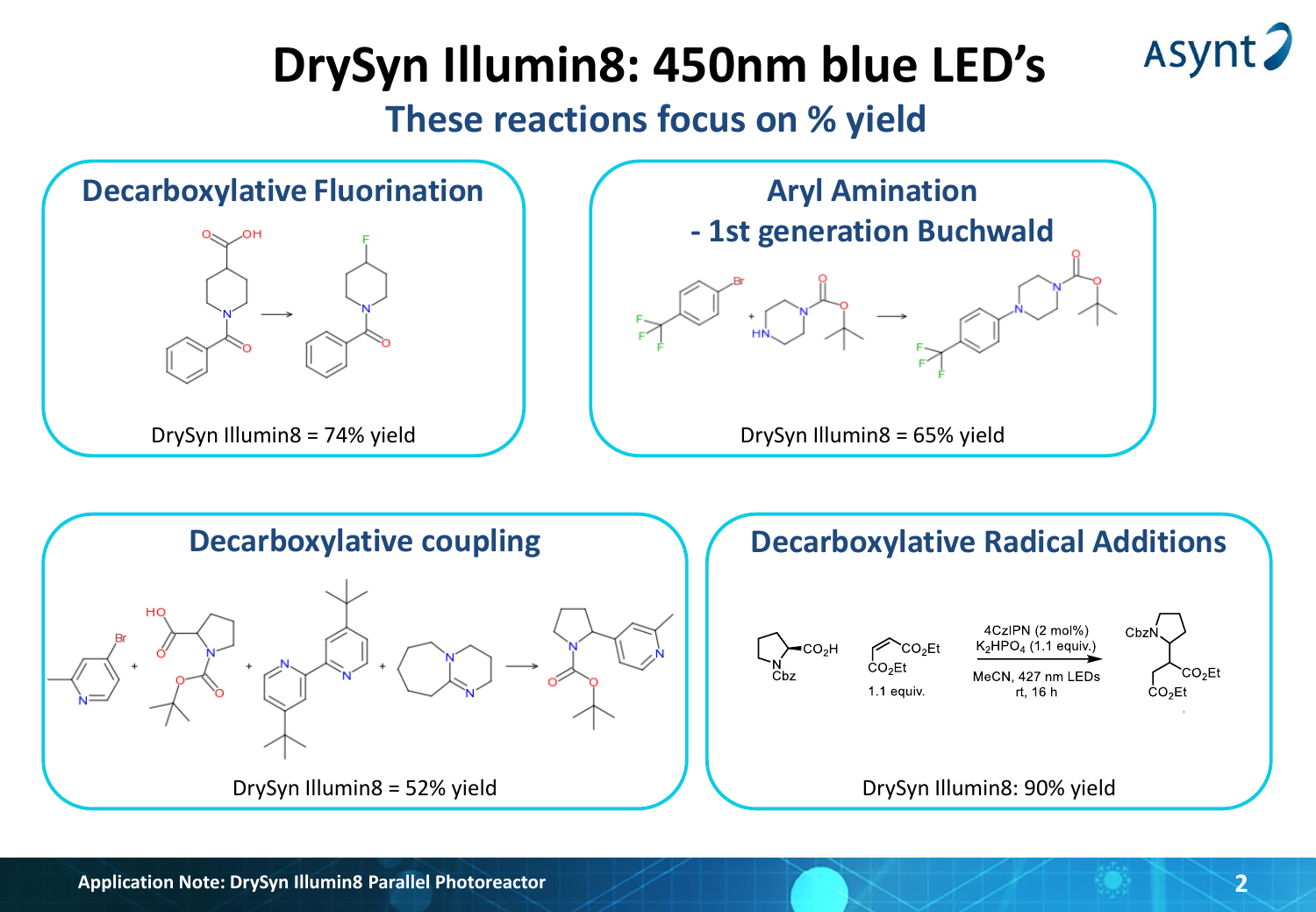# DrySyn Illumin8: 450nm blue LED's

## These reactions focus on % yield

### Decarboxylative Fluorination

DrySyn Illumin8 = 74% yield

### Aryl Amination - 1st generation Buchwald

DrySyn Illumin8 = 65% yield

### Decarboxylative coupling

DrySyn Illumin8 = 52% yield

### Decarboxylative Radical Additions

4CzIPN (2 mol%), $K_2HPO_4$ (1.1 equiv.)

MeCN, 427 nm LEDs, rt, 16 h

1.1 equiv.

DrySyn Illumin8: 90% yield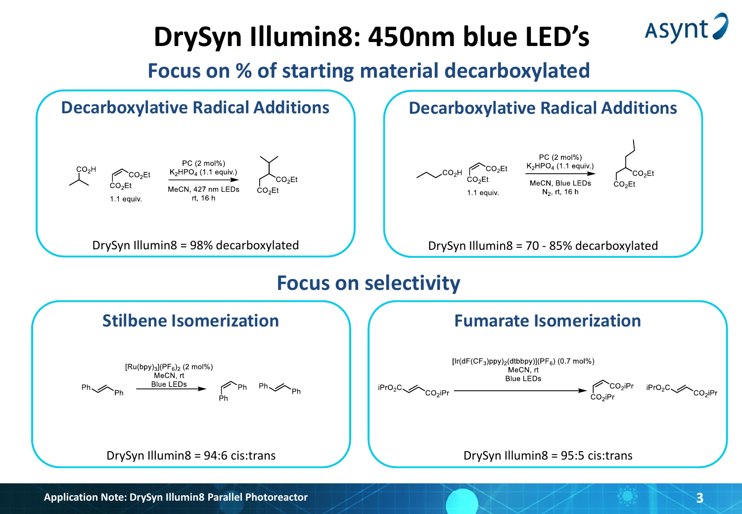# DrySyn Illumin8: 450nm blue LED's

## Focus on % of starting material decarboxylated

### Decarboxylative Radical Additions

PC (2 mol%), $K_2HPO_4$ (1.1 equiv.), MeCN, 427 nm LEDs, rt, 16 h

1.1 equiv.

DrySyn Illumin8 = 98% decarboxylated

### Decarboxylative Radical Additions

PC (2 mol%), $K_2HPO_4$ (1.1 equiv.), MeCN, Blue LEDs, $N_2$, rt, 16 h

1.1 equiv.

DrySyn Illumin8 = 70 - 85% decarboxylated

## Focus on selectivity

### Stilbene Isomerization

$[Ru(bpy)_3](PF_6)_2$ (2 mol%), MeCN, rt, Blue LEDs

DrySyn Illumin8 = 94:6 cis:trans

### Fumarate Isomerization

$[Ir(dF(CF_3)ppy)_2(dtbbpy)](PF_6)$ (0.7 mol%), MeCN, rt, Blue LEDs

DrySyn Illumin8 = 95:5 cis:trans

**Application Note: DrySyn Illumin8 Parallel Photoreactor**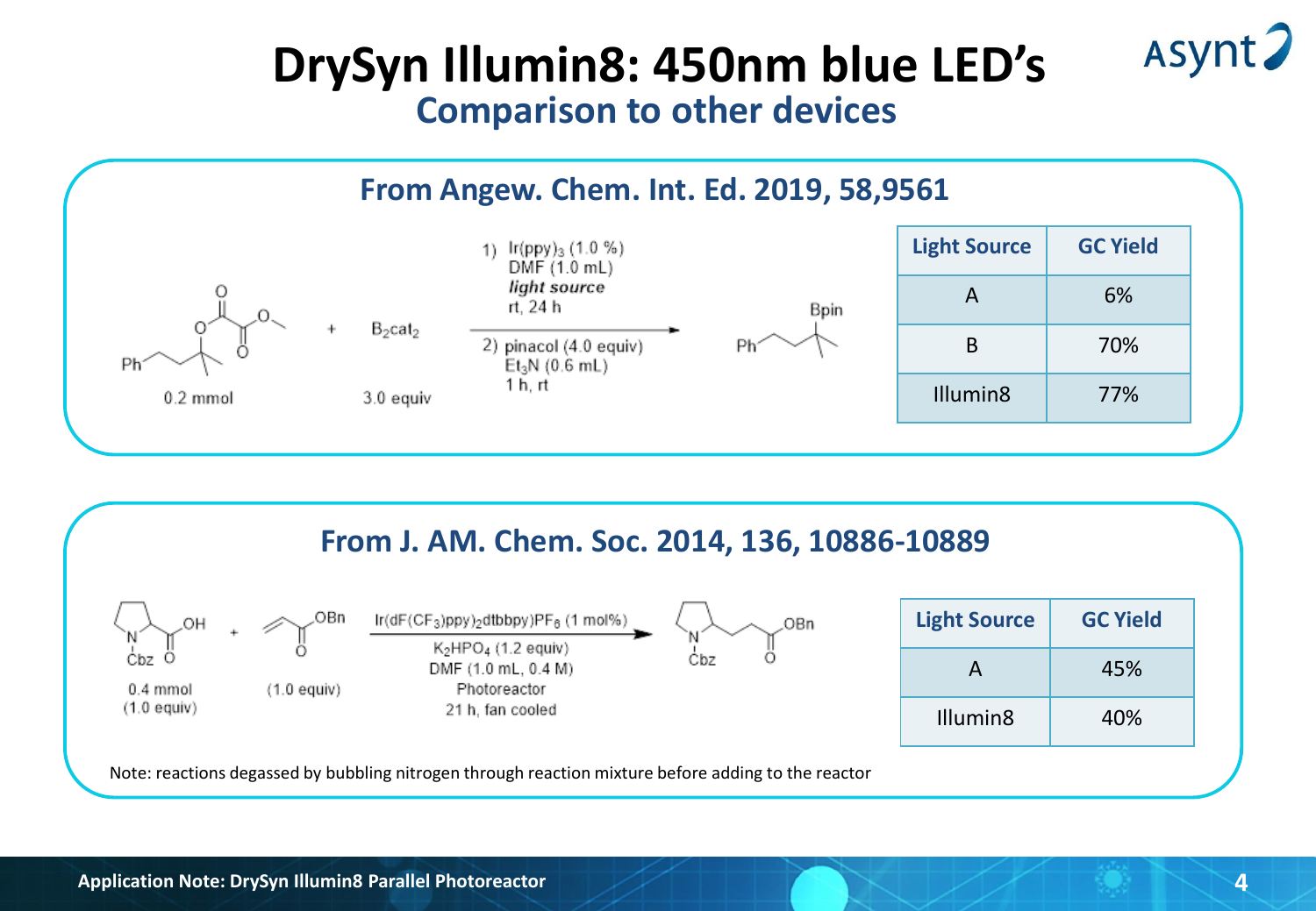# DrySyn Illumin8: 450nm blue LED's

## Comparison to other devices

### From Angew. Chem. Int. Ed. 2019, 58,9561

0.2 mmol + $B_2cat_2$ (3.0 equiv)

1) $Ir(ppy)_3$ (1.0 %), DMF (1.0 mL), *light source*, rt, 24 h

2) pinacol (4.0 equiv), $Et_3N$ (0.6 mL), 1 h, rt

→ Ph–Bpin product

| Light Source | GC Yield |
| --- | --- |
| A | 6% |
| B | 70% |
| Illumin8 | 77% |

### From J. AM. Chem. Soc. 2014, 136, 10886-10889

0.4 mmol (1.0 equiv) + OBn (1.0 equiv)

$Ir(dF(CF_3)ppy)_2dtbbpy)PF_6$ (1 mol%), $K_2HPO_4$ (1.2 equiv), DMF (1.0 mL, 0.4 M), Photoreactor, 21 h, fan cooled

| Light Source | GC Yield |
| --- | --- |
| A | 45% |
| Illumin8 | 40% |

Note: reactions degassed by bubbling nitrogen through reaction mixture before adding to the reactor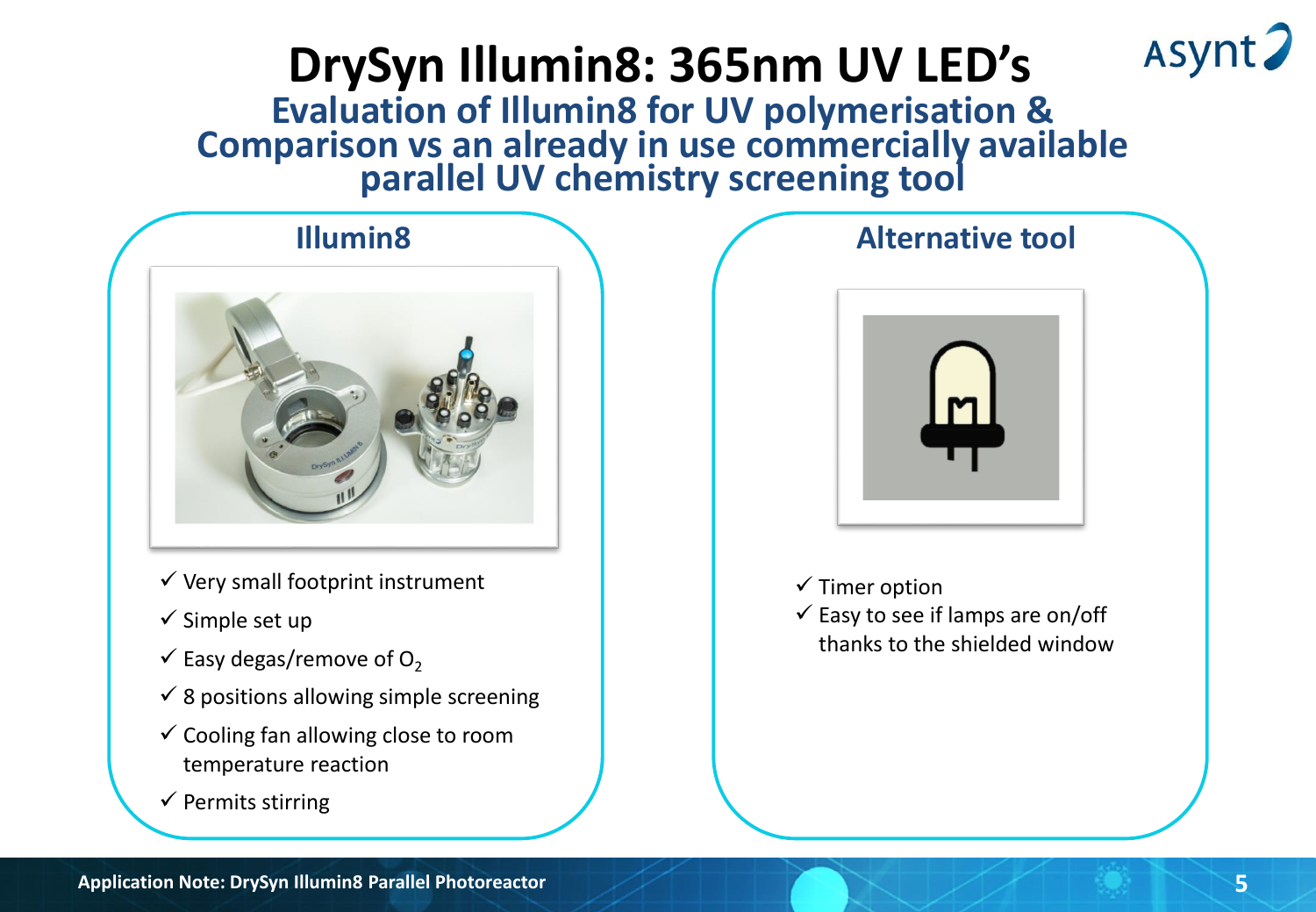# DrySyn Illumin8: 365nm UV LED's

## Evaluation of Illumin8 for UV polymerisation & Comparison vs an already in use commercially available parallel UV chemistry screening tool

### Illumin8

- ✓ Very small footprint instrument
- ✓ Simple set up
- ✓ Easy degas/remove of $O_2$
- ✓ 8 positions allowing simple screening
- ✓ Cooling fan allowing close to room temperature reaction
- ✓ Permits stirring

### Alternative tool

- ✓ Timer option
- ✓ Easy to see if lamps are on/off thanks to the shielded window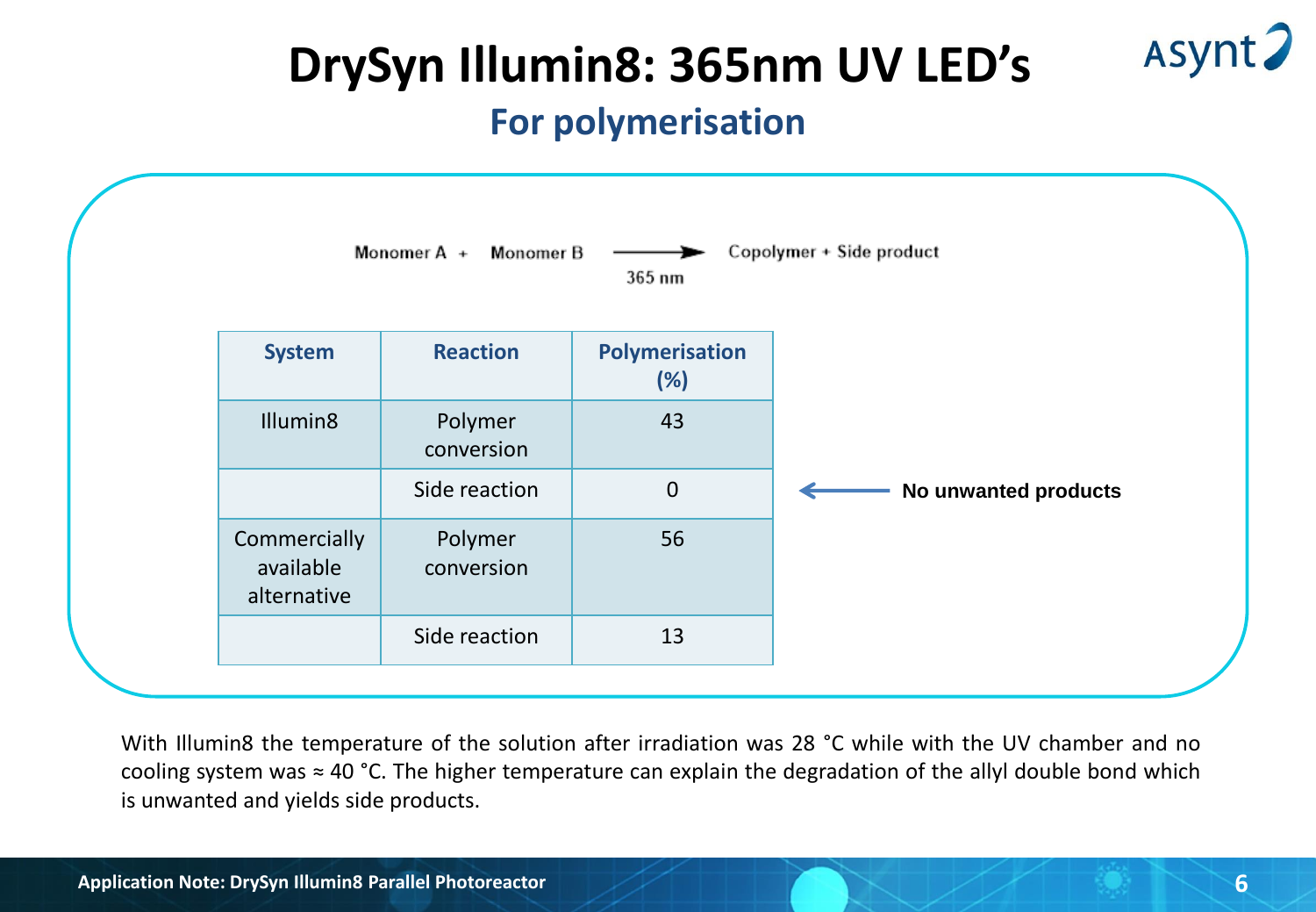# DrySyn Illumin8: 365nm UV LED's

## For polymerisation

Monomer A + Monomer B —(365 nm)→ Copolymer + Side product

| System | Reaction | Polymerisation (%) |
|---|---|---|
| Illumin8 | Polymer conversion | 43 |
| | Side reaction | 0 |
| Commercially available alternative | Polymer conversion | 56 |
| | Side reaction | 13 |

← **No unwanted products**

With Illumin8 the temperature of the solution after irradiation was 28 °C while with the UV chamber and no cooling system was ≈ 40 °C. The higher temperature can explain the degradation of the allyl double bond which is unwanted and yields side products.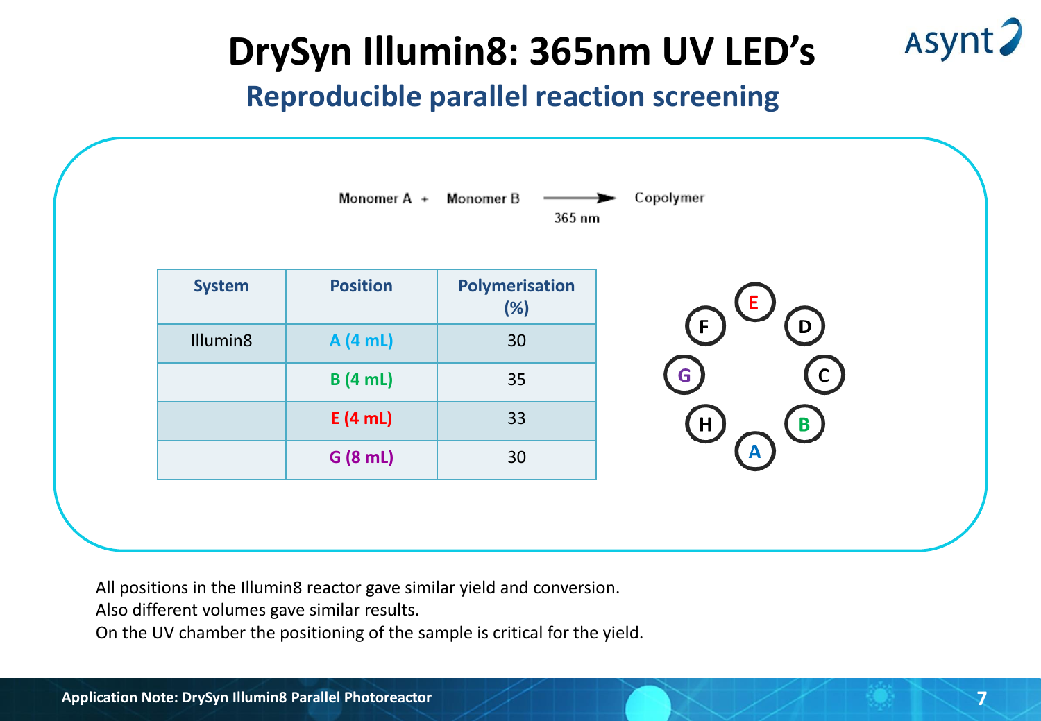# DrySyn Illumin8: 365nm UV LED's

## Reproducible parallel reaction screening

Monomer A + Monomer B —(365 nm)→ Copolymer

| System | Position | Polymerisation (%) |
|---|---|---|
| Illumin8 | A (4 mL) | 30 |
| | B (4 mL) | 35 |
| | E (4 mL) | 33 |
| | G (8 mL) | 30 |

All positions in the Illumin8 reactor gave similar yield and conversion.
Also different volumes gave similar results.
On the UV chamber the positioning of the sample is critical for the yield.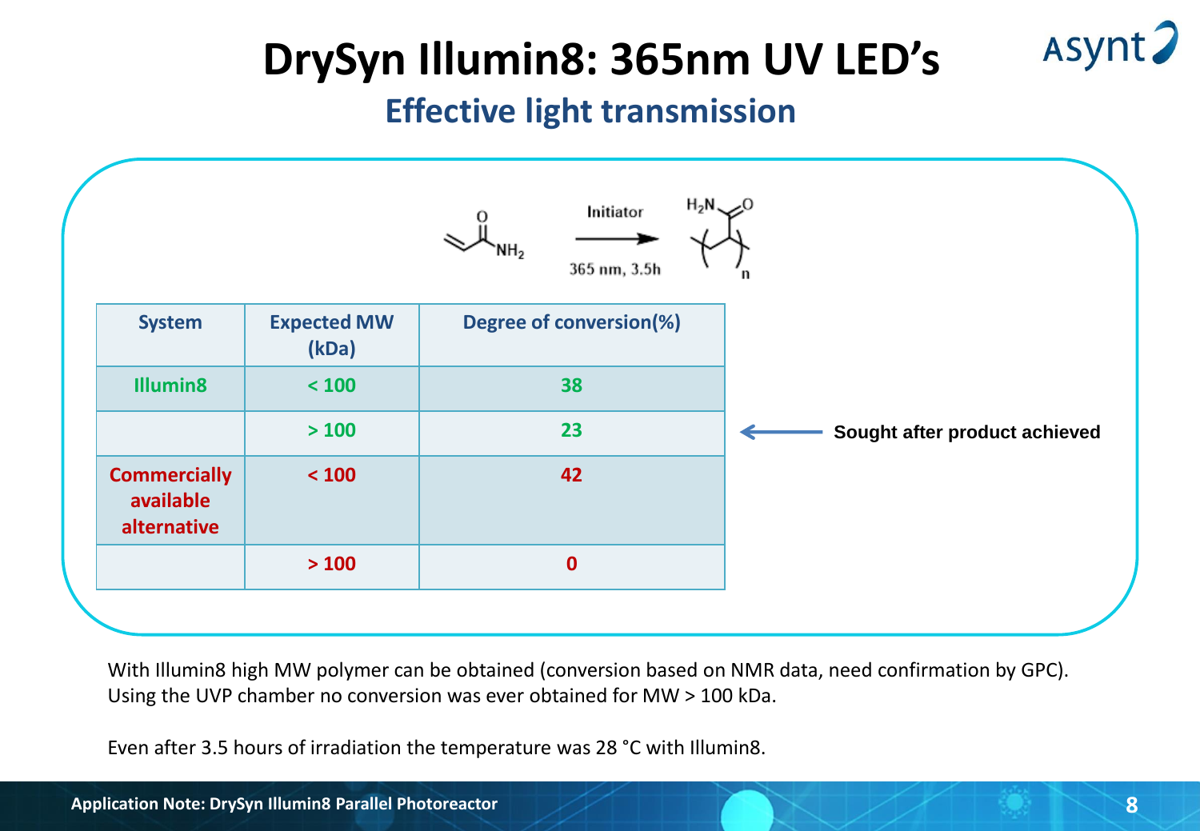# DrySyn Illumin8: 365nm UV LED's

## Effective light transmission

Initiator

365 nm, 3.5h

| System | Expected MW (kDa) | Degree of conversion(%) |
|---|---|---|
| Illumin8 | < 100 | 38 |
| | > 100 | 23 |
| Commercially available alternative | < 100 | 42 |
| | > 100 | 0 |

Sought after product achieved (Illumin8, > 100 kDa)

With Illumin8 high MW polymer can be obtained (conversion based on NMR data, need confirmation by GPC). Using the UVP chamber no conversion was ever obtained for MW > 100 kDa.

Even after 3.5 hours of irradiation the temperature was 28 °C with Illumin8.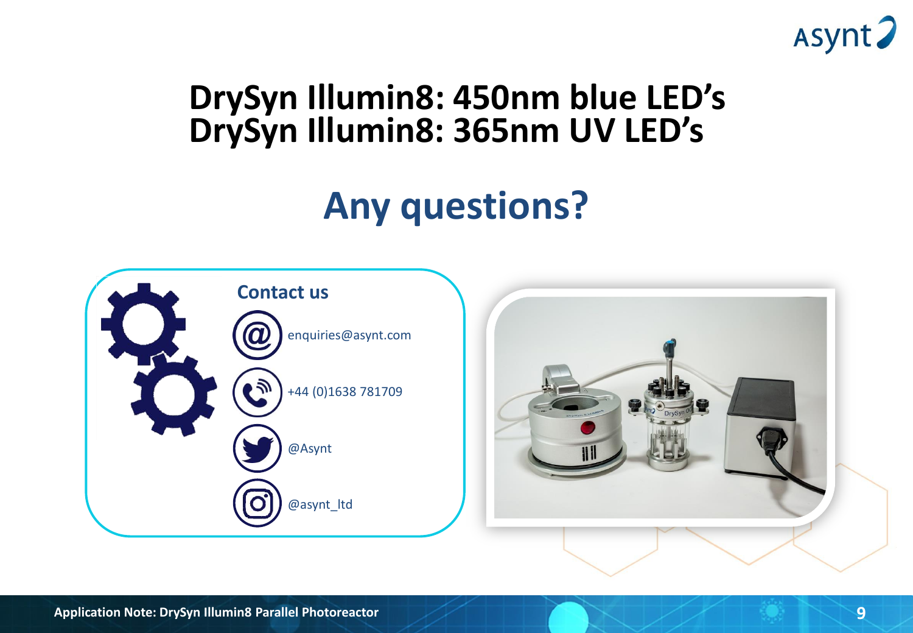# DrySyn Illumin8: 450nm blue LED’s
# DrySyn Illumin8: 365nm UV LED’s

## Any questions?

### Contact us

enquiries@asynt.com

+44 (0)1638 781709

@Asynt

@asynt_ltd